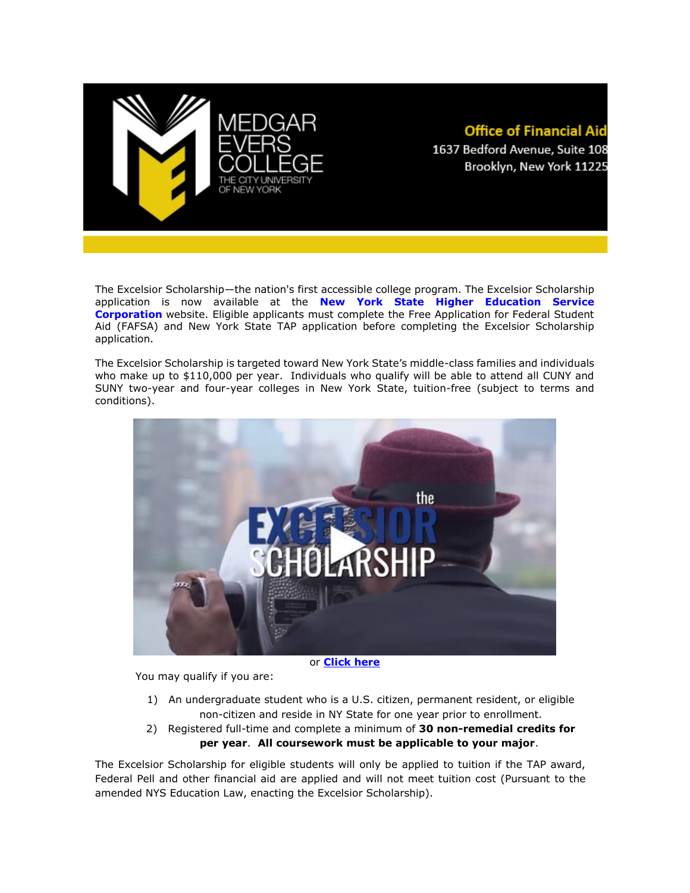Office of Financial Aid
1637 Bedford Avenue, Suite 108
Brooklyn, New York 11225

The Excelsior Scholarship—the nation's first accessible college program. The Excelsior Scholarship application is now available at the **New York State Higher Education Service Corporation** website. Eligible applicants must complete the Free Application for Federal Student Aid (FAFSA) and New York State TAP application before completing the Excelsior Scholarship application.

The Excelsior Scholarship is targeted toward New York State's middle-class families and individuals who make up to $110,000 per year. Individuals who qualify will be able to attend all CUNY and SUNY two-year and four-year colleges in New York State, tuition-free (subject to terms and conditions).

or **Click here**

You may qualify if you are:

1) An undergraduate student who is a U.S. citizen, permanent resident, or eligible non-citizen and reside in NY State for one year prior to enrollment.
2) Registered full-time and complete a minimum of **30 non-remedial credits for per year**. **All coursework must be applicable to your major**.

The Excelsior Scholarship for eligible students will only be applied to tuition if the TAP award, Federal Pell and other financial aid are applied and will not meet tuition cost (Pursuant to the amended NYS Education Law, enacting the Excelsior Scholarship).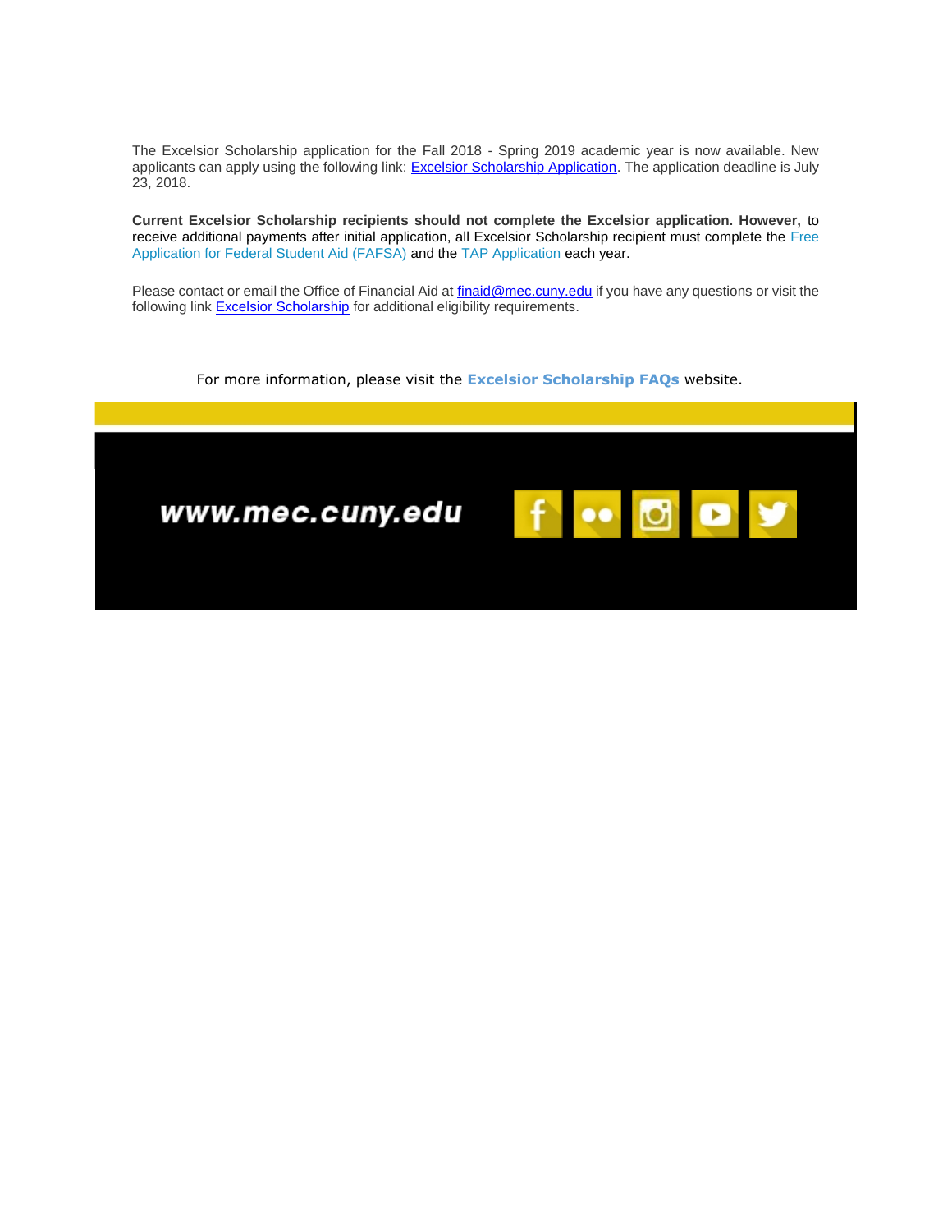The Excelsior Scholarship application for the Fall 2018 - Spring 2019 academic year is now available. New applicants can apply using the following link: Excelsior Scholarship Application. The application deadline is July 23, 2018.

**Current Excelsior Scholarship recipients should not complete the Excelsior application. However,** to receive additional payments after initial application, all Excelsior Scholarship recipient must complete the Free Application for Federal Student Aid (FAFSA) and the TAP Application each year.

Please contact or email the Office of Financial Aid at finaid@mec.cuny.edu if you have any questions or visit the following link Excelsior Scholarship for additional eligibility requirements.

For more information, please visit the **Excelsior Scholarship FAQs** website.

www.mec.cuny.edu